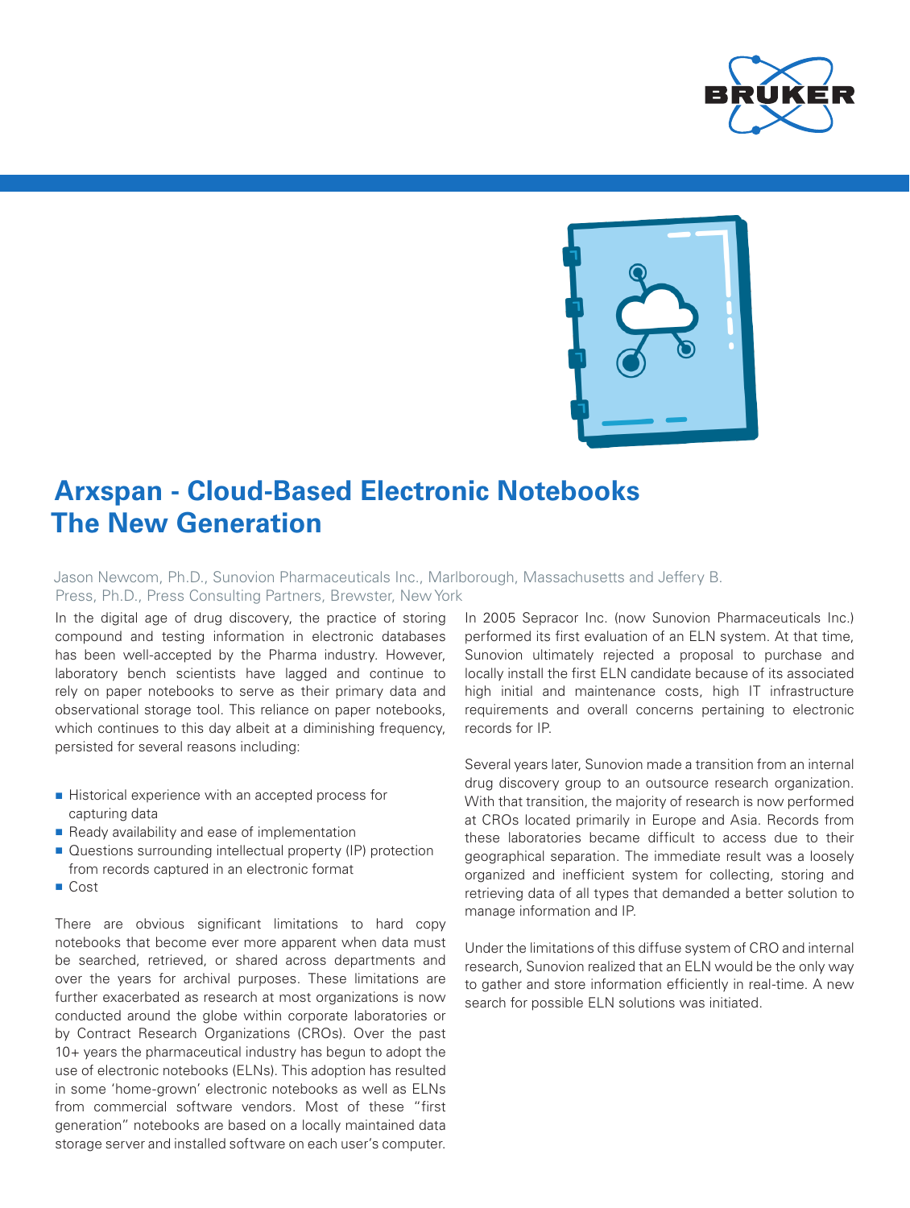# Arxspan - Cloud-Based Electronic Notebooks The New Generation

Jason Newcom, Ph.D., Sunovion Pharmaceuticals Inc., Marlborough, Massachusetts and Jeffery B. Press, Ph.D., Press Consulting Partners, Brewster, New York

In the digital age of drug discovery, the practice of storing compound and testing information in electronic databases has been well-accepted by the Pharma industry. However, laboratory bench scientists have lagged and continue to rely on paper notebooks to serve as their primary data and observational storage tool. This reliance on paper notebooks, which continues to this day albeit at a diminishing frequency, persisted for several reasons including:

- Historical experience with an accepted process for capturing data
- Ready availability and ease of implementation
- Questions surrounding intellectual property (IP) protection from records captured in an electronic format
- Cost

There are obvious significant limitations to hard copy notebooks that become ever more apparent when data must be searched, retrieved, or shared across departments and over the years for archival purposes. These limitations are further exacerbated as research at most organizations is now conducted around the globe within corporate laboratories or by Contract Research Organizations (CROs). Over the past 10+ years the pharmaceutical industry has begun to adopt the use of electronic notebooks (ELNs). This adoption has resulted in some 'home-grown' electronic notebooks as well as ELNs from commercial software vendors. Most of these "first generation" notebooks are based on a locally maintained data storage server and installed software on each user's computer.

In 2005 Sepracor Inc. (now Sunovion Pharmaceuticals Inc.) performed its first evaluation of an ELN system. At that time, Sunovion ultimately rejected a proposal to purchase and locally install the first ELN candidate because of its associated high initial and maintenance costs, high IT infrastructure requirements and overall concerns pertaining to electronic records for IP.

Several years later, Sunovion made a transition from an internal drug discovery group to an outsource research organization. With that transition, the majority of research is now performed at CROs located primarily in Europe and Asia. Records from these laboratories became difficult to access due to their geographical separation. The immediate result was a loosely organized and inefficient system for collecting, storing and retrieving data of all types that demanded a better solution to manage information and IP.

Under the limitations of this diffuse system of CRO and internal research, Sunovion realized that an ELN would be the only way to gather and store information efficiently in real-time. A new search for possible ELN solutions was initiated.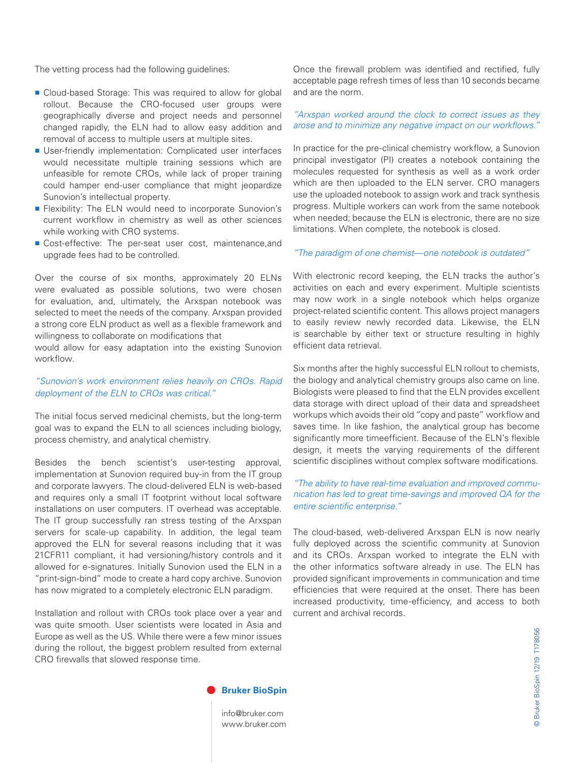The vetting process had the following guidelines:

- Cloud-based Storage: This was required to allow for global rollout. Because the CRO-focused user groups were geographically diverse and project needs and personnel changed rapidly, the ELN had to allow easy addition and removal of access to multiple users at multiple sites.
- User-friendly implementation: Complicated user interfaces would necessitate multiple training sessions which are unfeasible for remote CROs, while lack of proper training could hamper end-user compliance that might jeopardize Sunovion's intellectual property.
- Flexibility: The ELN would need to incorporate Sunovion's current workflow in chemistry as well as other sciences while working with CRO systems.
- Cost-effective: The per-seat user cost, maintenance,and upgrade fees had to be controlled.

Over the course of six months, approximately 20 ELNs were evaluated as possible solutions, two were chosen for evaluation, and, ultimately, the Arxspan notebook was selected to meet the needs of the company. Arxspan provided a strong core ELN product as well as a flexible framework and willingness to collaborate on modifications that would allow for easy adaptation into the existing Sunovion workflow.

*"Sunovion's work environment relies heavily on CROs. Rapid deployment of the ELN to CROs was critical."*

The initial focus served medicinal chemists, but the long-term goal was to expand the ELN to all sciences including biology, process chemistry, and analytical chemistry.

Besides the bench scientist's user-testing approval, implementation at Sunovion required buy-in from the IT group and corporate lawyers. The cloud-delivered ELN is web-based and requires only a small IT footprint without local software installations on user computers. IT overhead was acceptable. The IT group successfully ran stress testing of the Arxspan servers for scale-up capability. In addition, the legal team approved the ELN for several reasons including that it was 21CFR11 compliant, it had versioning/history controls and it allowed for e-signatures. Initially Sunovion used the ELN in a "print-sign-bind" mode to create a hard copy archive. Sunovion has now migrated to a completely electronic ELN paradigm.

Installation and rollout with CROs took place over a year and was quite smooth. User scientists were located in Asia and Europe as well as the US. While there were a few minor issues during the rollout, the biggest problem resulted from external CRO firewalls that slowed response time.

Once the firewall problem was identified and rectified, fully acceptable page refresh times of less than 10 seconds became and are the norm.

*"Arxspan worked around the clock to correct issues as they arose and to minimize any negative impact on our workflows."*

In practice for the pre-clinical chemistry workflow, a Sunovion principal investigator (PI) creates a notebook containing the molecules requested for synthesis as well as a work order which are then uploaded to the ELN server. CRO managers use the uploaded notebook to assign work and track synthesis progress. Multiple workers can work from the same notebook when needed; because the ELN is electronic, there are no size limitations. When complete, the notebook is closed.

*"The paradigm of one chemist—one notebook is outdated"*

With electronic record keeping, the ELN tracks the author's activities on each and every experiment. Multiple scientists may now work in a single notebook which helps organize project-related scientific content. This allows project managers to easily review newly recorded data. Likewise, the ELN is searchable by either text or structure resulting in highly efficient data retrieval.

Six months after the highly successful ELN rollout to chemists, the biology and analytical chemistry groups also came on line. Biologists were pleased to find that the ELN provides excellent data storage with direct upload of their data and spreadsheet workups which avoids their old "copy and paste" workflow and saves time. In like fashion, the analytical group has become significantly more timeefficient. Because of the ELN's flexible design, it meets the varying requirements of the different scientific disciplines without complex software modifications.

*"The ability to have real-time evaluation and improved communication has led to great time-savings and improved QA for the entire scientific enterprise."*

The cloud-based, web-delivered Arxspan ELN is now nearly fully deployed across the scientific community at Sunovion and its CROs. Arxspan worked to integrate the ELN with the other informatics software already in use. The ELN has provided significant improvements in communication and time efficiencies that were required at the onset. There has been increased productivity, time-efficiency, and access to both current and archival records.

**Bruker BioSpin**

info@bruker.com
www.bruker.com

© Bruker BioSpin 12/19 T178056